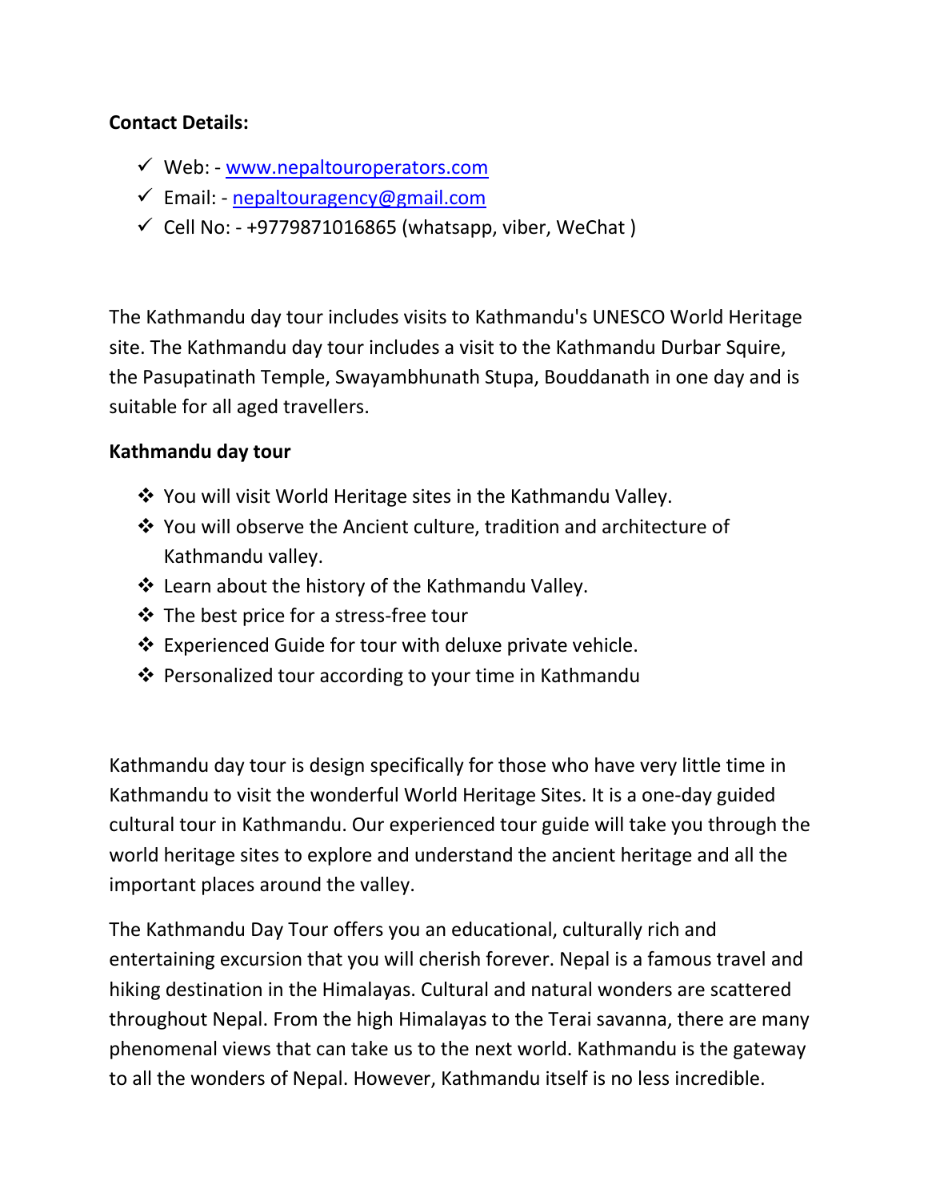**Contact Details:**

- ✓ Web: - www.nepaltouroperators.com
- ✓ Email: - nepaltouragency@gmail.com
- ✓ Cell No: - +9779871016865 (whatsapp, viber, WeChat )

The Kathmandu day tour includes visits to Kathmandu's UNESCO World Heritage site. The Kathmandu day tour includes a visit to the Kathmandu Durbar Squire, the Pasupatinath Temple, Swayambhunath Stupa, Bouddanath in one day and is suitable for all aged travellers.

**Kathmandu day tour**

- ❖ You will visit World Heritage sites in the Kathmandu Valley.
- ❖ You will observe the Ancient culture, tradition and architecture of Kathmandu valley.
- ❖ Learn about the history of the Kathmandu Valley.
- ❖ The best price for a stress-free tour
- ❖ Experienced Guide for tour with deluxe private vehicle.
- ❖ Personalized tour according to your time in Kathmandu

Kathmandu day tour is design specifically for those who have very little time in Kathmandu to visit the wonderful World Heritage Sites. It is a one-day guided cultural tour in Kathmandu. Our experienced tour guide will take you through the world heritage sites to explore and understand the ancient heritage and all the important places around the valley.

The Kathmandu Day Tour offers you an educational, culturally rich and entertaining excursion that you will cherish forever. Nepal is a famous travel and hiking destination in the Himalayas. Cultural and natural wonders are scattered throughout Nepal. From the high Himalayas to the Terai savanna, there are many phenomenal views that can take us to the next world. Kathmandu is the gateway to all the wonders of Nepal. However, Kathmandu itself is no less incredible.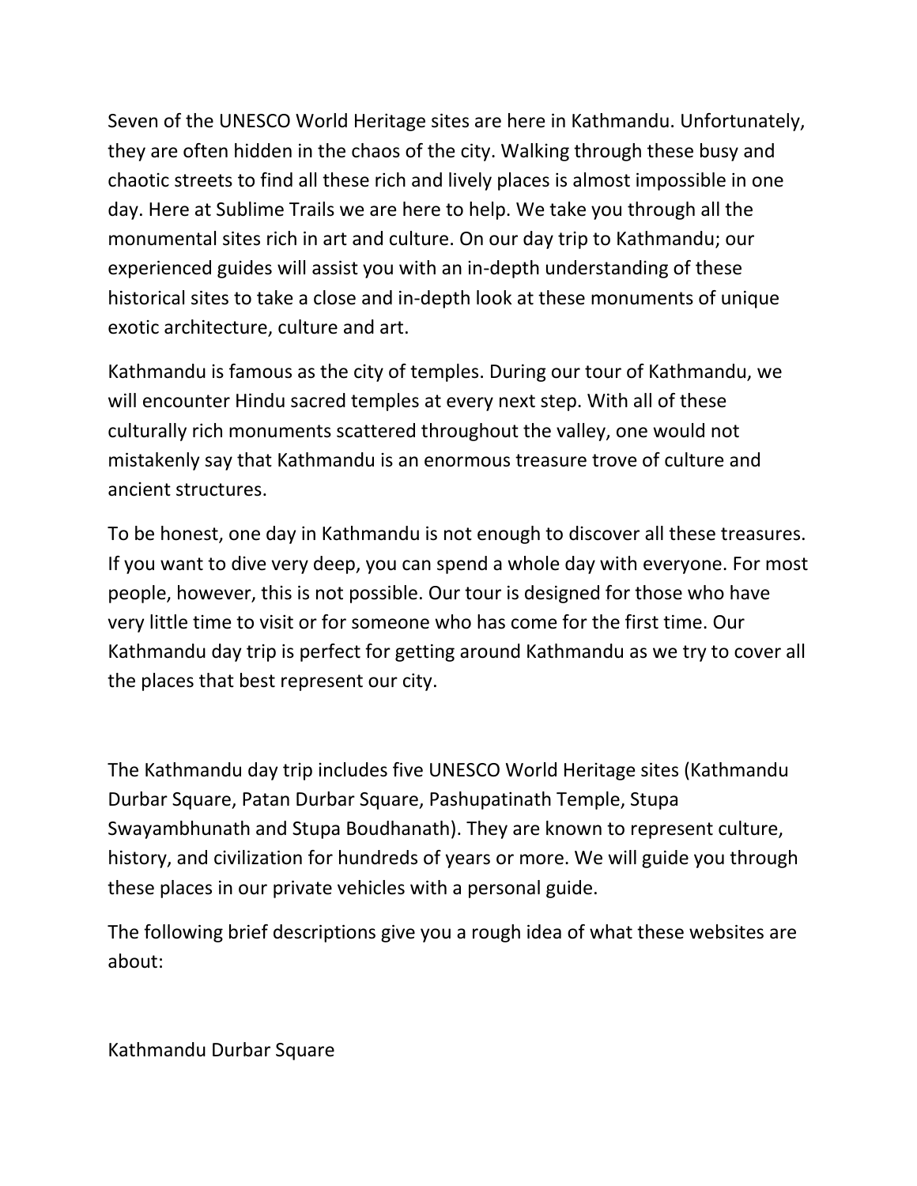Seven of the UNESCO World Heritage sites are here in Kathmandu. Unfortunately, they are often hidden in the chaos of the city. Walking through these busy and chaotic streets to find all these rich and lively places is almost impossible in one day. Here at Sublime Trails we are here to help. We take you through all the monumental sites rich in art and culture. On our day trip to Kathmandu; our experienced guides will assist you with an in-depth understanding of these historical sites to take a close and in-depth look at these monuments of unique exotic architecture, culture and art.

Kathmandu is famous as the city of temples. During our tour of Kathmandu, we will encounter Hindu sacred temples at every next step. With all of these culturally rich monuments scattered throughout the valley, one would not mistakenly say that Kathmandu is an enormous treasure trove of culture and ancient structures.

To be honest, one day in Kathmandu is not enough to discover all these treasures. If you want to dive very deep, you can spend a whole day with everyone. For most people, however, this is not possible. Our tour is designed for those who have very little time to visit or for someone who has come for the first time. Our Kathmandu day trip is perfect for getting around Kathmandu as we try to cover all the places that best represent our city.

The Kathmandu day trip includes five UNESCO World Heritage sites (Kathmandu Durbar Square, Patan Durbar Square, Pashupatinath Temple, Stupa Swayambhunath and Stupa Boudhanath). They are known to represent culture, history, and civilization for hundreds of years or more. We will guide you through these places in our private vehicles with a personal guide.

The following brief descriptions give you a rough idea of what these websites are about:

Kathmandu Durbar Square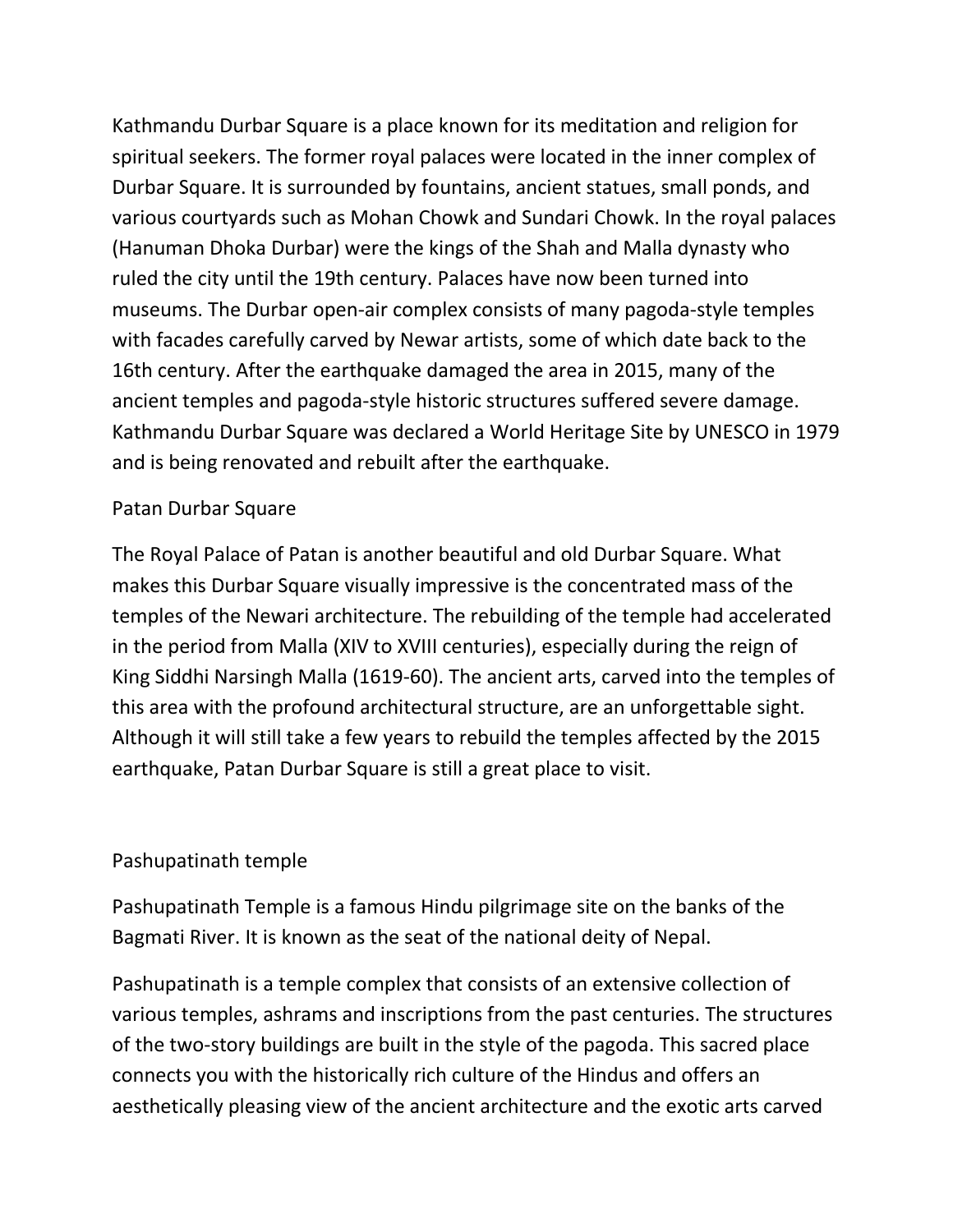Kathmandu Durbar Square is a place known for its meditation and religion for spiritual seekers. The former royal palaces were located in the inner complex of Durbar Square. It is surrounded by fountains, ancient statues, small ponds, and various courtyards such as Mohan Chowk and Sundari Chowk. In the royal palaces (Hanuman Dhoka Durbar) were the kings of the Shah and Malla dynasty who ruled the city until the 19th century. Palaces have now been turned into museums. The Durbar open-air complex consists of many pagoda-style temples with facades carefully carved by Newar artists, some of which date back to the 16th century. After the earthquake damaged the area in 2015, many of the ancient temples and pagoda-style historic structures suffered severe damage. Kathmandu Durbar Square was declared a World Heritage Site by UNESCO in 1979 and is being renovated and rebuilt after the earthquake.

## Patan Durbar Square

The Royal Palace of Patan is another beautiful and old Durbar Square. What makes this Durbar Square visually impressive is the concentrated mass of the temples of the Newari architecture. The rebuilding of the temple had accelerated in the period from Malla (XIV to XVIII centuries), especially during the reign of King Siddhi Narsingh Malla (1619-60). The ancient arts, carved into the temples of this area with the profound architectural structure, are an unforgettable sight. Although it will still take a few years to rebuild the temples affected by the 2015 earthquake, Patan Durbar Square is still a great place to visit.

## Pashupatinath temple

Pashupatinath Temple is a famous Hindu pilgrimage site on the banks of the Bagmati River. It is known as the seat of the national deity of Nepal.

Pashupatinath is a temple complex that consists of an extensive collection of various temples, ashrams and inscriptions from the past centuries. The structures of the two-story buildings are built in the style of the pagoda. This sacred place connects you with the historically rich culture of the Hindus and offers an aesthetically pleasing view of the ancient architecture and the exotic arts carved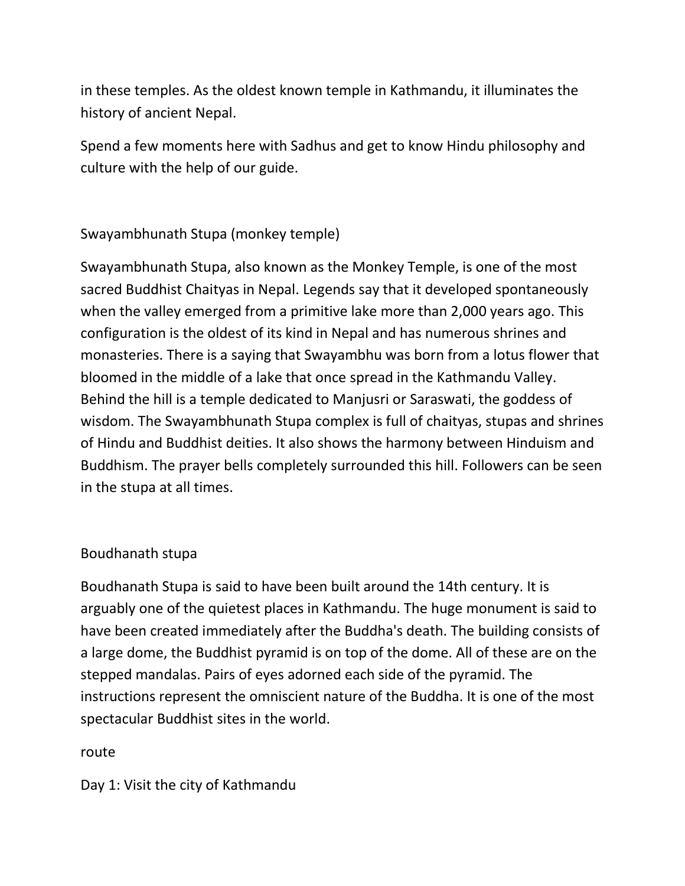in these temples. As the oldest known temple in Kathmandu, it illuminates the history of ancient Nepal.

Spend a few moments here with Sadhus and get to know Hindu philosophy and culture with the help of our guide.

## Swayambhunath Stupa (monkey temple)

Swayambhunath Stupa, also known as the Monkey Temple, is one of the most sacred Buddhist Chaityas in Nepal. Legends say that it developed spontaneously when the valley emerged from a primitive lake more than 2,000 years ago. This configuration is the oldest of its kind in Nepal and has numerous shrines and monasteries. There is a saying that Swayambhu was born from a lotus flower that bloomed in the middle of a lake that once spread in the Kathmandu Valley. Behind the hill is a temple dedicated to Manjusri or Saraswati, the goddess of wisdom. The Swayambhunath Stupa complex is full of chaityas, stupas and shrines of Hindu and Buddhist deities. It also shows the harmony between Hinduism and Buddhism. The prayer bells completely surrounded this hill. Followers can be seen in the stupa at all times.

## Boudhanath stupa

Boudhanath Stupa is said to have been built around the 14th century. It is arguably one of the quietest places in Kathmandu. The huge monument is said to have been created immediately after the Buddha's death. The building consists of a large dome, the Buddhist pyramid is on top of the dome. All of these are on the stepped mandalas. Pairs of eyes adorned each side of the pyramid. The instructions represent the omniscient nature of the Buddha. It is one of the most spectacular Buddhist sites in the world.

## route

Day 1: Visit the city of Kathmandu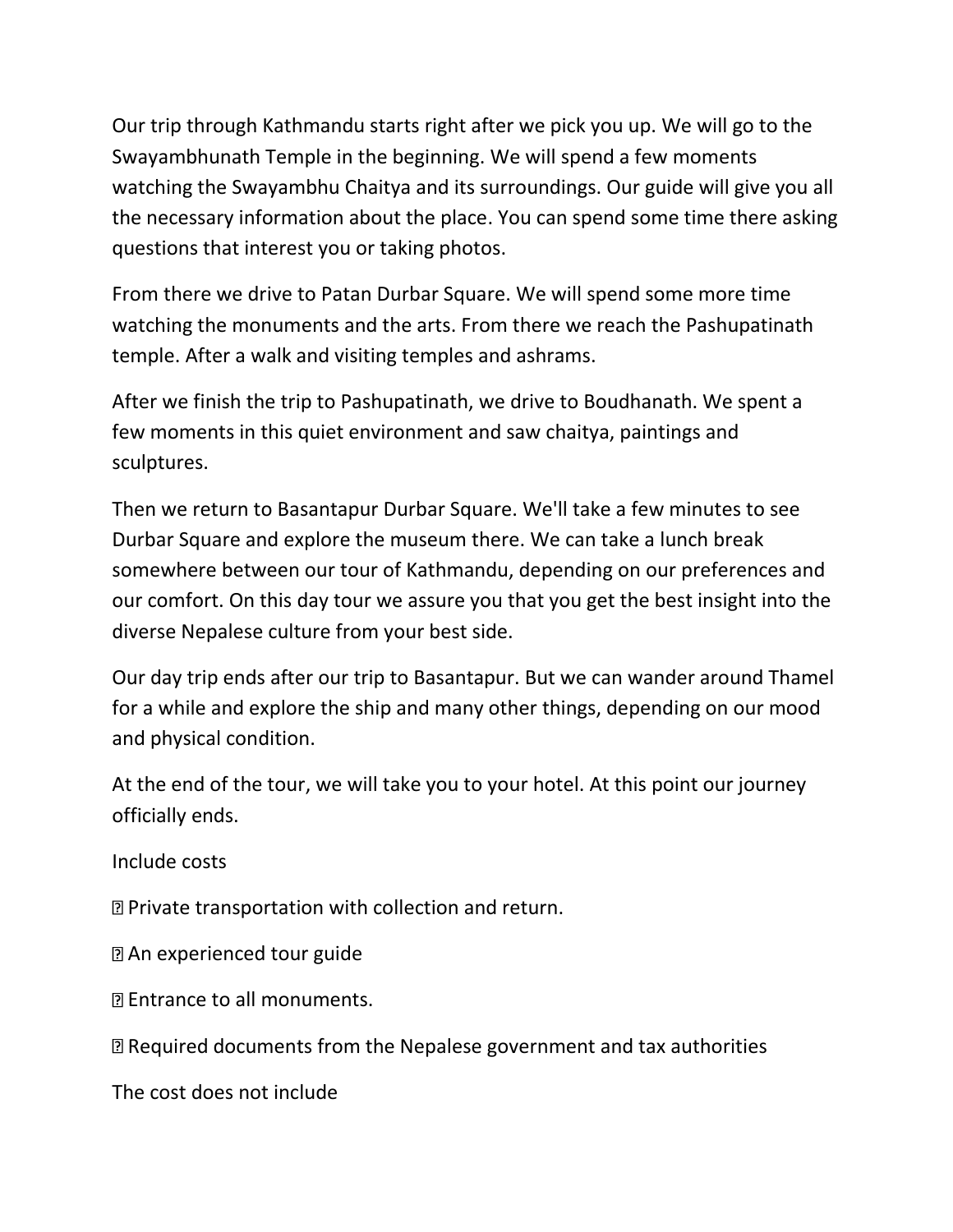Our trip through Kathmandu starts right after we pick you up. We will go to the Swayambhunath Temple in the beginning. We will spend a few moments watching the Swayambhu Chaitya and its surroundings. Our guide will give you all the necessary information about the place. You can spend some time there asking questions that interest you or taking photos.

From there we drive to Patan Durbar Square. We will spend some more time watching the monuments and the arts. From there we reach the Pashupatinath temple. After a walk and visiting temples and ashrams.

After we finish the trip to Pashupatinath, we drive to Boudhanath. We spent a few moments in this quiet environment and saw chaitya, paintings and sculptures.

Then we return to Basantapur Durbar Square. We'll take a few minutes to see Durbar Square and explore the museum there. We can take a lunch break somewhere between our tour of Kathmandu, depending on our preferences and our comfort. On this day tour we assure you that you get the best insight into the diverse Nepalese culture from your best side.

Our day trip ends after our trip to Basantapur. But we can wander around Thamel for a while and explore the ship and many other things, depending on our mood and physical condition.

At the end of the tour, we will take you to your hotel. At this point our journey officially ends.

Include costs

- Private transportation with collection and return.
- An experienced tour guide
- Entrance to all monuments.
- Required documents from the Nepalese government and tax authorities

The cost does not include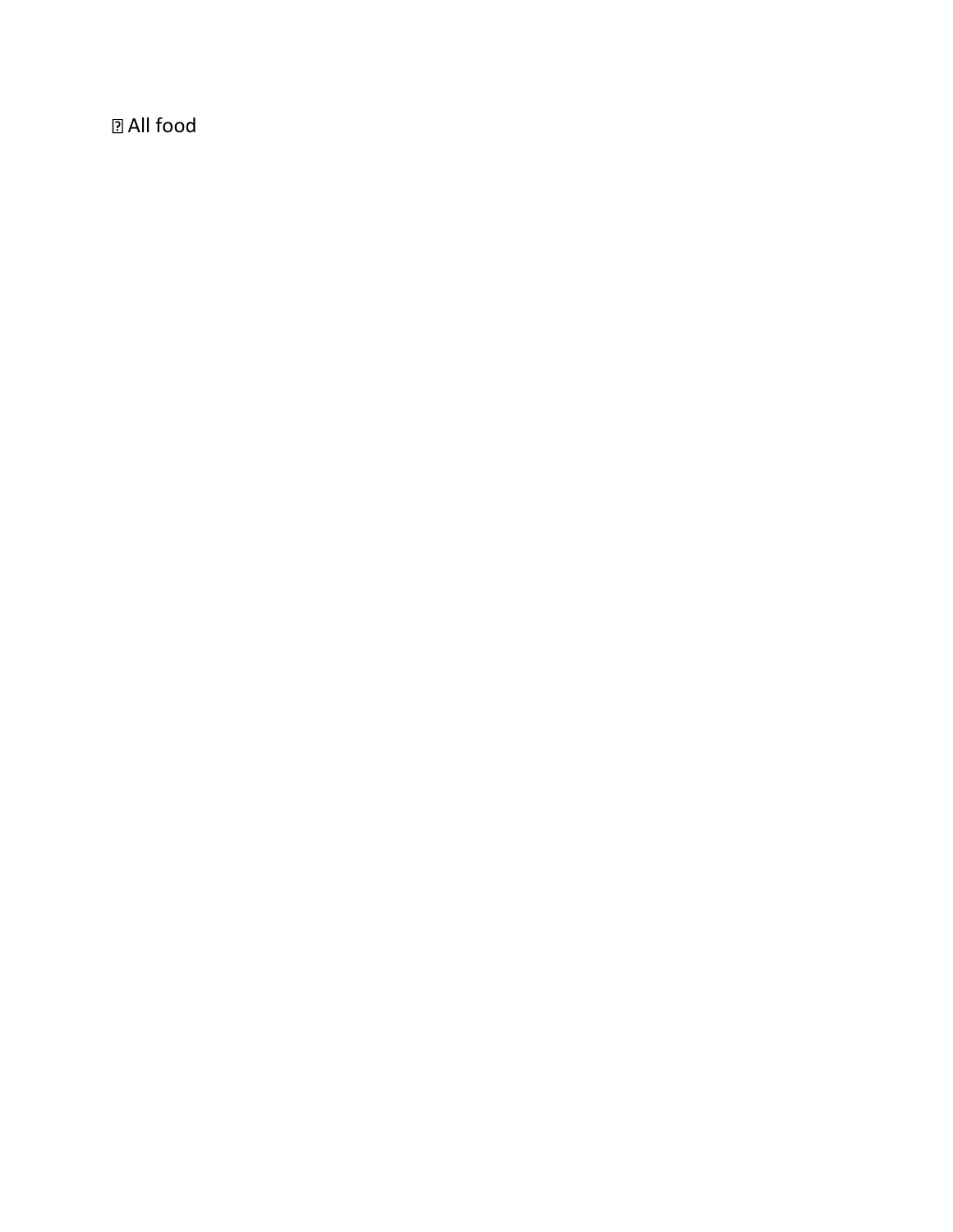- All food